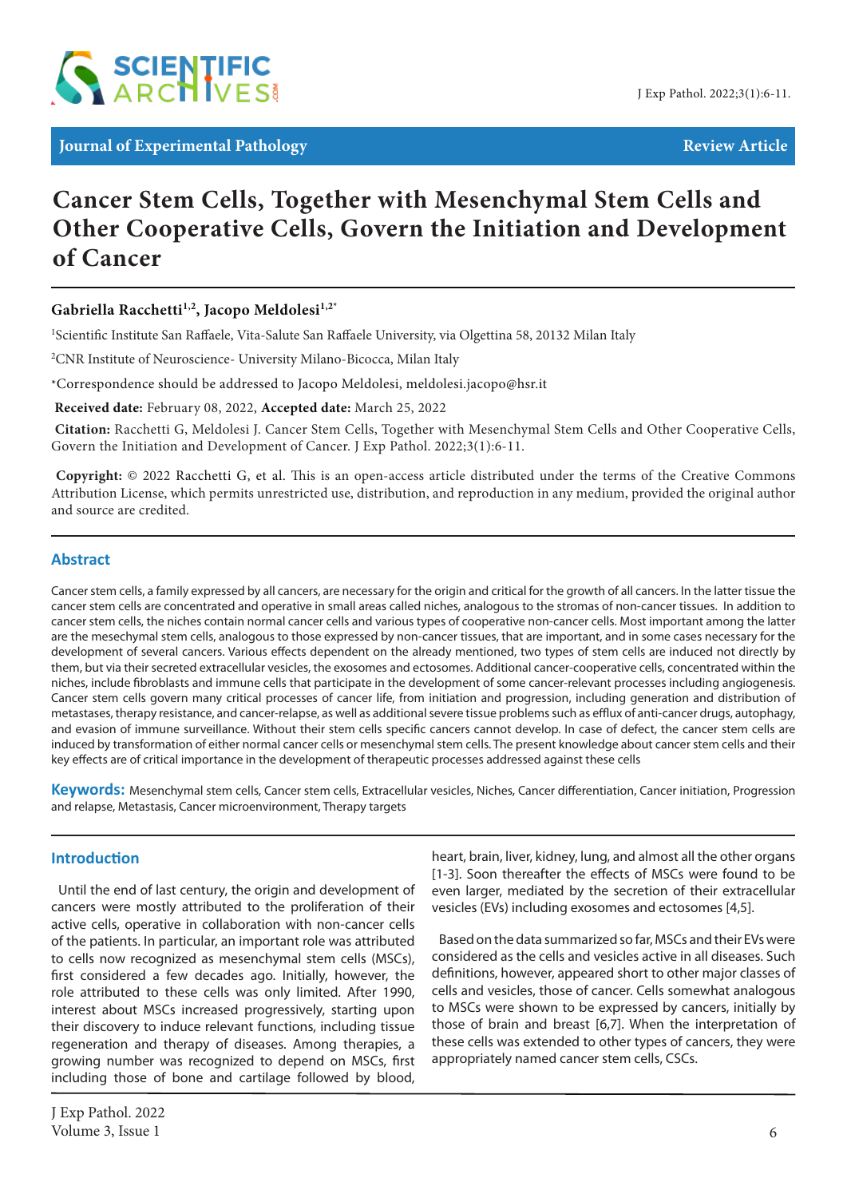Journal of Experimental Pathology — Review Article

# Cancer Stem Cells, Together with Mesenchymal Stem Cells and Other Cooperative Cells, Govern the Initiation and Development of Cancer

**Gabriella Racchetti[1,2], Jacopo Meldolesi[1,2*]**

[1]Scientific Institute San Raffaele, Vita-Salute San Raffaele University, via Olgettina 58, 20132 Milan Italy

[2]CNR Institute of Neuroscience- University Milano-Bicocca, Milan Italy

*Correspondence should be addressed to Jacopo Meldolesi, meldolesi.jacopo@hsr.it

**Received date:** February 08, 2022, **Accepted date:** March 25, 2022

**Citation:** Racchetti G, Meldolesi J. Cancer Stem Cells, Together with Mesenchymal Stem Cells and Other Cooperative Cells, Govern the Initiation and Development of Cancer. J Exp Pathol. 2022;3(1):6-11.

**Copyright:** © 2022 Racchetti G, et al. This is an open-access article distributed under the terms of the Creative Commons Attribution License, which permits unrestricted use, distribution, and reproduction in any medium, provided the original author and source are credited.

## Abstract

Cancer stem cells, a family expressed by all cancers, are necessary for the origin and critical for the growth of all cancers. In the latter tissue the cancer stem cells are concentrated and operative in small areas called niches, analogous to the stromas of non-cancer tissues. In addition to cancer stem cells, the niches contain normal cancer cells and various types of cooperative non-cancer cells. Most important among the latter are the mesechymal stem cells, analogous to those expressed by non-cancer tissues, that are important, and in some cases necessary for the development of several cancers. Various effects dependent on the already mentioned, two types of stem cells are induced not directly by them, but via their secreted extracellular vesicles, the exosomes and ectosomes. Additional cancer-cooperative cells, concentrated within the niches, include fibroblasts and immune cells that participate in the development of some cancer-relevant processes including angiogenesis. Cancer stem cells govern many critical processes of cancer life, from initiation and progression, including generation and distribution of metastases, therapy resistance, and cancer-relapse, as well as additional severe tissue problems such as efflux of anti-cancer drugs, autophagy, and evasion of immune surveillance. Without their stem cells specific cancers cannot develop. In case of defect, the cancer stem cells are induced by transformation of either normal cancer cells or mesenchymal stem cells. The present knowledge about cancer stem cells and their key effects are of critical importance in the development of therapeutic processes addressed against these cells

**Keywords:** Mesenchymal stem cells, Cancer stem cells, Extracellular vesicles, Niches, Cancer differentiation, Cancer initiation, Progression and relapse, Metastasis, Cancer microenvironment, Therapy targets

## Introduction

Until the end of last century, the origin and development of cancers were mostly attributed to the proliferation of their active cells, operative in collaboration with non-cancer cells of the patients. In particular, an important role was attributed to cells now recognized as mesenchymal stem cells (MSCs), first considered a few decades ago. Initially, however, the role attributed to these cells was only limited. After 1990, interest about MSCs increased progressively, starting upon their discovery to induce relevant functions, including tissue regeneration and therapy of diseases. Among therapies, a growing number was recognized to depend on MSCs, first including those of bone and cartilage followed by blood, heart, brain, liver, kidney, lung, and almost all the other organs [1-3]. Soon thereafter the effects of MSCs were found to be even larger, mediated by the secretion of their extracellular vesicles (EVs) including exosomes and ectosomes [4,5].

Based on the data summarized so far, MSCs and their EVs were considered as the cells and vesicles active in all diseases. Such definitions, however, appeared short to other major classes of cells and vesicles, those of cancer. Cells somewhat analogous to MSCs were shown to be expressed by cancers, initially by those of brain and breast [6,7]. When the interpretation of these cells was extended to other types of cancers, they were appropriately named cancer stem cells, CSCs.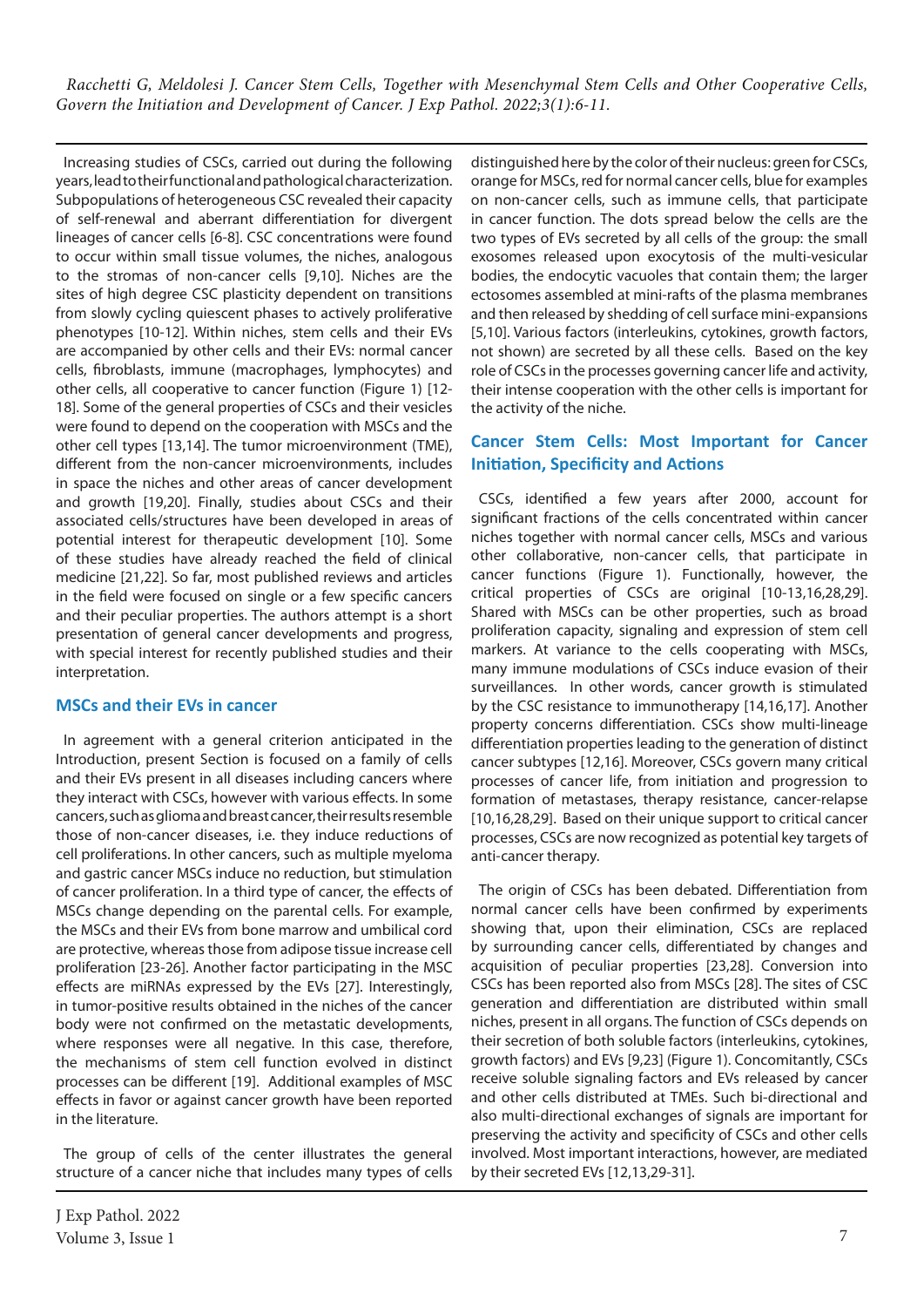Increasing studies of CSCs, carried out during the following years, lead to their functional and pathological characterization. Subpopulations of heterogeneous CSC revealed their capacity of self-renewal and aberrant differentiation for divergent lineages of cancer cells [6-8]. CSC concentrations were found to occur within small tissue volumes, the niches, analogous to the stromas of non-cancer cells [9,10]. Niches are the sites of high degree CSC plasticity dependent on transitions from slowly cycling quiescent phases to actively proliferative phenotypes [10-12]. Within niches, stem cells and their EVs are accompanied by other cells and their EVs: normal cancer cells, fibroblasts, immune (macrophages, lymphocytes) and other cells, all cooperative to cancer function (Figure 1) [12-18]. Some of the general properties of CSCs and their vesicles were found to depend on the cooperation with MSCs and the other cell types [13,14]. The tumor microenvironment (TME), different from the non-cancer microenvironments, includes in space the niches and other areas of cancer development and growth [19,20]. Finally, studies about CSCs and their associated cells/structures have been developed in areas of potential interest for therapeutic development [10]. Some of these studies have already reached the field of clinical medicine [21,22]. So far, most published reviews and articles in the field were focused on single or a few specific cancers and their peculiar properties. The authors attempt is a short presentation of general cancer developments and progress, with special interest for recently published studies and their interpretation.

## MSCs and their EVs in cancer

In agreement with a general criterion anticipated in the Introduction, present Section is focused on a family of cells and their EVs present in all diseases including cancers where they interact with CSCs, however with various effects. In some cancers, such as glioma and breast cancer, their results resemble those of non-cancer diseases, i.e. they induce reductions of cell proliferations. In other cancers, such as multiple myeloma and gastric cancer MSCs induce no reduction, but stimulation of cancer proliferation. In a third type of cancer, the effects of MSCs change depending on the parental cells. For example, the MSCs and their EVs from bone marrow and umbilical cord are protective, whereas those from adipose tissue increase cell proliferation [23-26]. Another factor participating in the MSC effects are miRNAs expressed by the EVs [27]. Interestingly, in tumor-positive results obtained in the niches of the cancer body were not confirmed on the metastatic developments, where responses were all negative. In this case, therefore, the mechanisms of stem cell function evolved in distinct processes can be different [19]. Additional examples of MSC effects in favor or against cancer growth have been reported in the literature.

The group of cells of the center illustrates the general structure of a cancer niche that includes many types of cells distinguished here by the color of their nucleus: green for CSCs, orange for MSCs, red for normal cancer cells, blue for examples on non-cancer cells, such as immune cells, that participate in cancer function. The dots spread below the cells are the two types of EVs secreted by all cells of the group: the small exosomes released upon exocytosis of the multi-vesicular bodies, the endocytic vacuoles that contain them; the larger ectosomes assembled at mini-rafts of the plasma membranes and then released by shedding of cell surface mini-expansions [5,10]. Various factors (interleukins, cytokines, growth factors, not shown) are secreted by all these cells. Based on the key role of CSCs in the processes governing cancer life and activity, their intense cooperation with the other cells is important for the activity of the niche.

## Cancer Stem Cells: Most Important for Cancer Initiation, Specificity and Actions

CSCs, identified a few years after 2000, account for significant fractions of the cells concentrated within cancer niches together with normal cancer cells, MSCs and various other collaborative, non-cancer cells, that participate in cancer functions (Figure 1). Functionally, however, the critical properties of CSCs are original [10-13,16,28,29]. Shared with MSCs can be other properties, such as broad proliferation capacity, signaling and expression of stem cell markers. At variance to the cells cooperating with MSCs, many immune modulations of CSCs induce evasion of their surveillances. In other words, cancer growth is stimulated by the CSC resistance to immunotherapy [14,16,17]. Another property concerns differentiation. CSCs show multi-lineage differentiation properties leading to the generation of distinct cancer subtypes [12,16]. Moreover, CSCs govern many critical processes of cancer life, from initiation and progression to formation of metastases, therapy resistance, cancer-relapse [10,16,28,29]. Based on their unique support to critical cancer processes, CSCs are now recognized as potential key targets of anti-cancer therapy.

The origin of CSCs has been debated. Differentiation from normal cancer cells have been confirmed by experiments showing that, upon their elimination, CSCs are replaced by surrounding cancer cells, differentiated by changes and acquisition of peculiar properties [23,28]. Conversion into CSCs has been reported also from MSCs [28]. The sites of CSC generation and differentiation are distributed within small niches, present in all organs. The function of CSCs depends on their secretion of both soluble factors (interleukins, cytokines, growth factors) and EVs [9,23] (Figure 1). Concomitantly, CSCs receive soluble signaling factors and EVs released by cancer and other cells distributed at TMEs. Such bi-directional and also multi-directional exchanges of signals are important for preserving the activity and specificity of CSCs and other cells involved. Most important interactions, however, are mediated by their secreted EVs [12,13,29-31].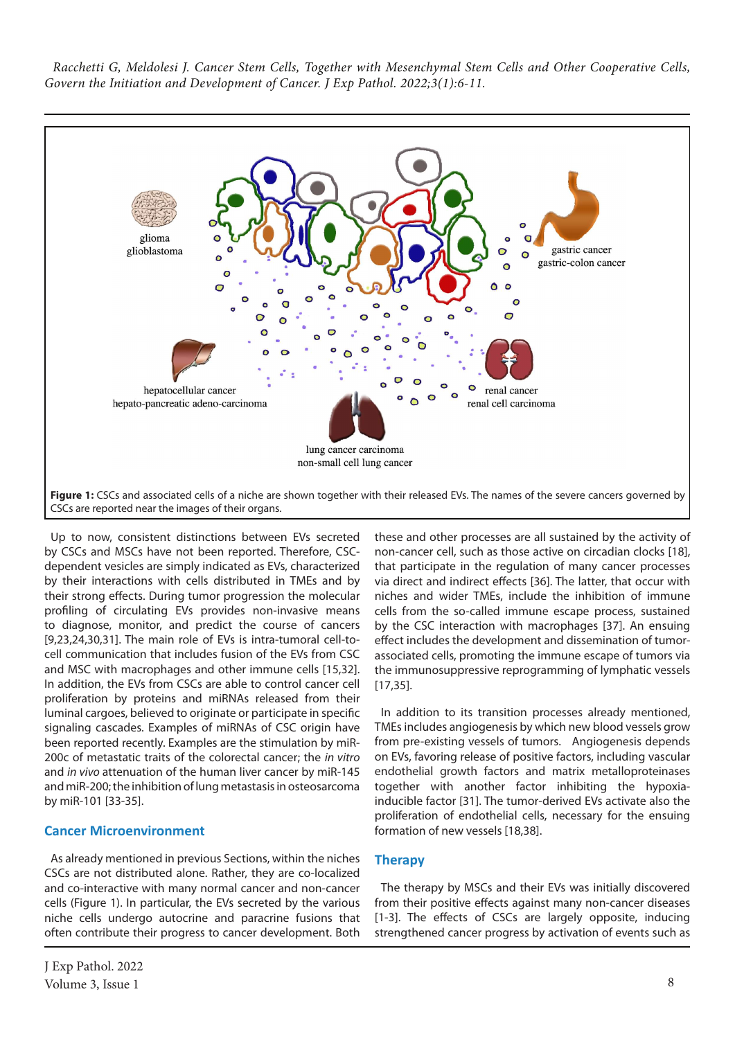**Figure 1:** CSCs and associated cells of a niche are shown together with their released EVs. The names of the severe cancers governed by CSCs are reported near the images of their organs.

Up to now, consistent distinctions between EVs secreted by CSCs and MSCs have not been reported. Therefore, CSC-dependent vesicles are simply indicated as EVs, characterized by their interactions with cells distributed in TMEs and by their strong effects. During tumor progression the molecular profiling of circulating EVs provides non-invasive means to diagnose, monitor, and predict the course of cancers [9,23,24,30,31]. The main role of EVs is intra-tumoral cell-to-cell communication that includes fusion of the EVs from CSC and MSC with macrophages and other immune cells [15,32]. In addition, the EVs from CSCs are able to control cancer cell proliferation by proteins and miRNAs released from their luminal cargoes, believed to originate or participate in specific signaling cascades. Examples of miRNAs of CSC origin have been reported recently. Examples are the stimulation by miR-200c of metastatic traits of the colorectal cancer; the *in vitro* and *in vivo* attenuation of the human liver cancer by miR-145 and miR-200; the inhibition of lung metastasis in osteosarcoma by miR-101 [33-35].

## Cancer Microenvironment

As already mentioned in previous Sections, within the niches CSCs are not distributed alone. Rather, they are co-localized and co-interactive with many normal cancer and non-cancer cells (Figure 1). In particular, the EVs secreted by the various niche cells undergo autocrine and paracrine fusions that often contribute their progress to cancer development. Both these and other processes are all sustained by the activity of non-cancer cell, such as those active on circadian clocks [18], that participate in the regulation of many cancer processes via direct and indirect effects [36]. The latter, that occur with niches and wider TMEs, include the inhibition of immune cells from the so-called immune escape process, sustained by the CSC interaction with macrophages [37]. An ensuing effect includes the development and dissemination of tumor-associated cells, promoting the immune escape of tumors via the immunosuppressive reprogramming of lymphatic vessels [17,35].

In addition to its transition processes already mentioned, TMEs includes angiogenesis by which new blood vessels grow from pre-existing vessels of tumors. Angiogenesis depends on EVs, favoring release of positive factors, including vascular endothelial growth factors and matrix metalloproteinases together with another factor inhibiting the hypoxia-inducible factor [31]. The tumor-derived EVs activate also the proliferation of endothelial cells, necessary for the ensuing formation of new vessels [18,38].

## Therapy

The therapy by MSCs and their EVs was initially discovered from their positive effects against many non-cancer diseases [1-3]. The effects of CSCs are largely opposite, inducing strengthened cancer progress by activation of events such as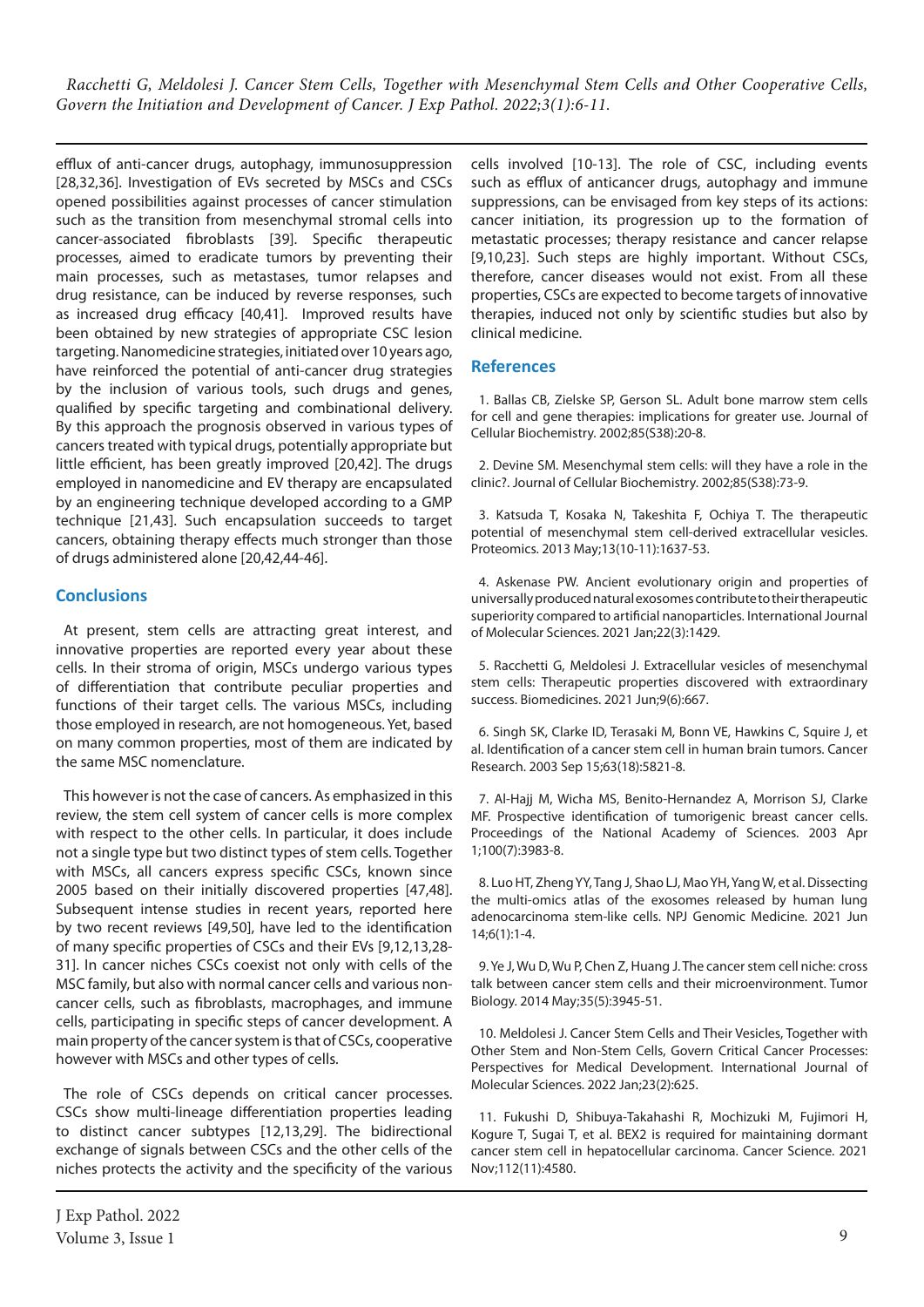efflux of anti-cancer drugs, autophagy, immunosuppression [28,32,36]. Investigation of EVs secreted by MSCs and CSCs opened possibilities against processes of cancer stimulation such as the transition from mesenchymal stromal cells into cancer-associated fibroblasts [39]. Specific therapeutic processes, aimed to eradicate tumors by preventing their main processes, such as metastases, tumor relapses and drug resistance, can be induced by reverse responses, such as increased drug efficacy [40,41]. Improved results have been obtained by new strategies of appropriate CSC lesion targeting. Nanomedicine strategies, initiated over 10 years ago, have reinforced the potential of anti-cancer drug strategies by the inclusion of various tools, such drugs and genes, qualified by specific targeting and combinational delivery. By this approach the prognosis observed in various types of cancers treated with typical drugs, potentially appropriate but little efficient, has been greatly improved [20,42]. The drugs employed in nanomedicine and EV therapy are encapsulated by an engineering technique developed according to a GMP technique [21,43]. Such encapsulation succeeds to target cancers, obtaining therapy effects much stronger than those of drugs administered alone [20,42,44-46].

## Conclusions

At present, stem cells are attracting great interest, and innovative properties are reported every year about these cells. In their stroma of origin, MSCs undergo various types of differentiation that contribute peculiar properties and functions of their target cells. The various MSCs, including those employed in research, are not homogeneous. Yet, based on many common properties, most of them are indicated by the same MSC nomenclature.

This however is not the case of cancers. As emphasized in this review, the stem cell system of cancer cells is more complex with respect to the other cells. In particular, it does include not a single type but two distinct types of stem cells. Together with MSCs, all cancers express specific CSCs, known since 2005 based on their initially discovered properties [47,48]. Subsequent intense studies in recent years, reported here by two recent reviews [49,50], have led to the identification of many specific properties of CSCs and their EVs [9,12,13,28-31]. In cancer niches CSCs coexist not only with cells of the MSC family, but also with normal cancer cells and various non-cancer cells, such as fibroblasts, macrophages, and immune cells, participating in specific steps of cancer development. A main property of the cancer system is that of CSCs, cooperative however with MSCs and other types of cells.

The role of CSCs depends on critical cancer processes. CSCs show multi-lineage differentiation properties leading to distinct cancer subtypes [12,13,29]. The bidirectional exchange of signals between CSCs and the other cells of the niches protects the activity and the specificity of the various cells involved [10-13]. The role of CSC, including events such as efflux of anticancer drugs, autophagy and immune suppressions, can be envisaged from key steps of its actions: cancer initiation, its progression up to the formation of metastatic processes; therapy resistance and cancer relapse [9,10,23]. Such steps are highly important. Without CSCs, therefore, cancer diseases would not exist. From all these properties, CSCs are expected to become targets of innovative therapies, induced not only by scientific studies but also by clinical medicine.

## References

1. Ballas CB, Zielske SP, Gerson SL. Adult bone marrow stem cells for cell and gene therapies: implications for greater use. Journal of Cellular Biochemistry. 2002;85(S38):20-8.

2. Devine SM. Mesenchymal stem cells: will they have a role in the clinic?. Journal of Cellular Biochemistry. 2002;85(S38):73-9.

3. Katsuda T, Kosaka N, Takeshita F, Ochiya T. The therapeutic potential of mesenchymal stem cell-derived extracellular vesicles. Proteomics. 2013 May;13(10-11):1637-53.

4. Askenase PW. Ancient evolutionary origin and properties of universally produced natural exosomes contribute to their therapeutic superiority compared to artificial nanoparticles. International Journal of Molecular Sciences. 2021 Jan;22(3):1429.

5. Racchetti G, Meldolesi J. Extracellular vesicles of mesenchymal stem cells: Therapeutic properties discovered with extraordinary success. Biomedicines. 2021 Jun;9(6):667.

6. Singh SK, Clarke ID, Terasaki M, Bonn VE, Hawkins C, Squire J, et al. Identification of a cancer stem cell in human brain tumors. Cancer Research. 2003 Sep 15;63(18):5821-8.

7. Al-Hajj M, Wicha MS, Benito-Hernandez A, Morrison SJ, Clarke MF. Prospective identification of tumorigenic breast cancer cells. Proceedings of the National Academy of Sciences. 2003 Apr 1;100(7):3983-8.

8. Luo HT, Zheng YY, Tang J, Shao LJ, Mao YH, Yang W, et al. Dissecting the multi-omics atlas of the exosomes released by human lung adenocarcinoma stem-like cells. NPJ Genomic Medicine. 2021 Jun 14;6(1):1-4.

9. Ye J, Wu D, Wu P, Chen Z, Huang J. The cancer stem cell niche: cross talk between cancer stem cells and their microenvironment. Tumor Biology. 2014 May;35(5):3945-51.

10. Meldolesi J. Cancer Stem Cells and Their Vesicles, Together with Other Stem and Non-Stem Cells, Govern Critical Cancer Processes: Perspectives for Medical Development. International Journal of Molecular Sciences. 2022 Jan;23(2):625.

11. Fukushi D, Shibuya-Takahashi R, Mochizuki M, Fujimori H, Kogure T, Sugai T, et al. BEX2 is required for maintaining dormant cancer stem cell in hepatocellular carcinoma. Cancer Science. 2021 Nov;112(11):4580.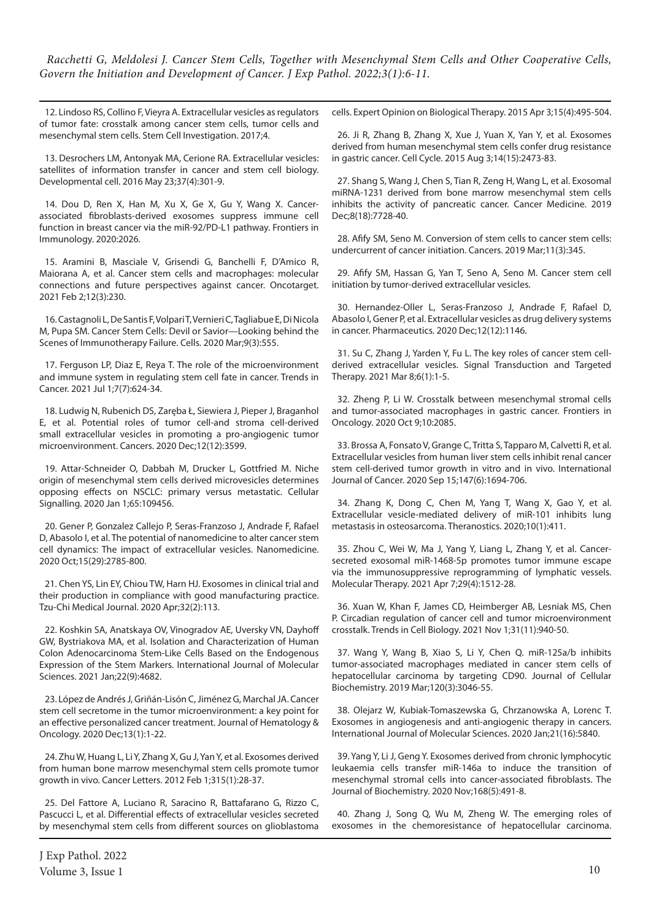12. Lindoso RS, Collino F, Vieyra A. Extracellular vesicles as regulators of tumor fate: crosstalk among cancer stem cells, tumor cells and mesenchymal stem cells. Stem Cell Investigation. 2017;4.

13. Desrochers LM, Antonyak MA, Cerione RA. Extracellular vesicles: satellites of information transfer in cancer and stem cell biology. Developmental cell. 2016 May 23;37(4):301-9.

14. Dou D, Ren X, Han M, Xu X, Ge X, Gu Y, Wang X. Cancer-associated fibroblasts-derived exosomes suppress immune cell function in breast cancer via the miR-92/PD-L1 pathway. Frontiers in Immunology. 2020:2026.

15. Aramini B, Masciale V, Grisendi G, Banchelli F, D'Amico R, Maiorana A, et al. Cancer stem cells and macrophages: molecular connections and future perspectives against cancer. Oncotarget. 2021 Feb 2;12(3):230.

16. Castagnoli L, De Santis F, Volpari T, Vernieri C, Tagliabue E, Di Nicola M, Pupa SM. Cancer Stem Cells: Devil or Savior—Looking behind the Scenes of Immunotherapy Failure. Cells. 2020 Mar;9(3):555.

17. Ferguson LP, Diaz E, Reya T. The role of the microenvironment and immune system in regulating stem cell fate in cancer. Trends in Cancer. 2021 Jul 1;7(7):624-34.

18. Ludwig N, Rubenich DS, Zaręba Ł, Siewiera J, Pieper J, Braganhol E, et al. Potential roles of tumor cell-and stroma cell-derived small extracellular vesicles in promoting a pro-angiogenic tumor microenvironment. Cancers. 2020 Dec;12(12):3599.

19. Attar-Schneider O, Dabbah M, Drucker L, Gottfried M. Niche origin of mesenchymal stem cells derived microvesicles determines opposing effects on NSCLC: primary versus metastatic. Cellular Signalling. 2020 Jan 1;65:109456.

20. Gener P, Gonzalez Callejo P, Seras-Franzoso J, Andrade F, Rafael D, Abasolo I, et al. The potential of nanomedicine to alter cancer stem cell dynamics: The impact of extracellular vesicles. Nanomedicine. 2020 Oct;15(29):2785-800.

21. Chen YS, Lin EY, Chiou TW, Harn HJ. Exosomes in clinical trial and their production in compliance with good manufacturing practice. Tzu-Chi Medical Journal. 2020 Apr;32(2):113.

22. Koshkin SA, Anatskaya OV, Vinogradov AE, Uversky VN, Dayhoff GW, Bystriakova MA, et al. Isolation and Characterization of Human Colon Adenocarcinoma Stem-Like Cells Based on the Endogenous Expression of the Stem Markers. International Journal of Molecular Sciences. 2021 Jan;22(9):4682.

23. López de Andrés J, Griñán-Lisón C, Jiménez G, Marchal JA. Cancer stem cell secretome in the tumor microenvironment: a key point for an effective personalized cancer treatment. Journal of Hematology & Oncology. 2020 Dec;13(1):1-22.

24. Zhu W, Huang L, Li Y, Zhang X, Gu J, Yan Y, et al. Exosomes derived from human bone marrow mesenchymal stem cells promote tumor growth in vivo. Cancer Letters. 2012 Feb 1;315(1):28-37.

25. Del Fattore A, Luciano R, Saracino R, Battafarano G, Rizzo C, Pascucci L, et al. Differential effects of extracellular vesicles secreted by mesenchymal stem cells from different sources on glioblastoma cells. Expert Opinion on Biological Therapy. 2015 Apr 3;15(4):495-504.

26. Ji R, Zhang B, Zhang X, Xue J, Yuan X, Yan Y, et al. Exosomes derived from human mesenchymal stem cells confer drug resistance in gastric cancer. Cell Cycle. 2015 Aug 3;14(15):2473-83.

27. Shang S, Wang J, Chen S, Tian R, Zeng H, Wang L, et al. Exosomal miRNA-1231 derived from bone marrow mesenchymal stem cells inhibits the activity of pancreatic cancer. Cancer Medicine. 2019 Dec;8(18):7728-40.

28. Afify SM, Seno M. Conversion of stem cells to cancer stem cells: undercurrent of cancer initiation. Cancers. 2019 Mar;11(3):345.

29. Afify SM, Hassan G, Yan T, Seno A, Seno M. Cancer stem cell initiation by tumor-derived extracellular vesicles.

30. Hernandez-Oller L, Seras-Franzoso J, Andrade F, Rafael D, Abasolo I, Gener P, et al. Extracellular vesicles as drug delivery systems in cancer. Pharmaceutics. 2020 Dec;12(12):1146.

31. Su C, Zhang J, Yarden Y, Fu L. The key roles of cancer stem cell-derived extracellular vesicles. Signal Transduction and Targeted Therapy. 2021 Mar 8;6(1):1-5.

32. Zheng P, Li W. Crosstalk between mesenchymal stromal cells and tumor-associated macrophages in gastric cancer. Frontiers in Oncology. 2020 Oct 9;10:2085.

33. Brossa A, Fonsato V, Grange C, Tritta S, Tapparo M, Calvetti R, et al. Extracellular vesicles from human liver stem cells inhibit renal cancer stem cell-derived tumor growth in vitro and in vivo. International Journal of Cancer. 2020 Sep 15;147(6):1694-706.

34. Zhang K, Dong C, Chen M, Yang T, Wang X, Gao Y, et al. Extracellular vesicle-mediated delivery of miR-101 inhibits lung metastasis in osteosarcoma. Theranostics. 2020;10(1):411.

35. Zhou C, Wei W, Ma J, Yang Y, Liang L, Zhang Y, et al. Cancer-secreted exosomal miR-1468-5p promotes tumor immune escape via the immunosuppressive reprogramming of lymphatic vessels. Molecular Therapy. 2021 Apr 7;29(4):1512-28.

36. Xuan W, Khan F, James CD, Heimberger AB, Lesniak MS, Chen P. Circadian regulation of cancer cell and tumor microenvironment crosstalk. Trends in Cell Biology. 2021 Nov 1;31(11):940-50.

37. Wang Y, Wang B, Xiao S, Li Y, Chen Q. miR-125a/b inhibits tumor-associated macrophages mediated in cancer stem cells of hepatocellular carcinoma by targeting CD90. Journal of Cellular Biochemistry. 2019 Mar;120(3):3046-55.

38. Olejarz W, Kubiak-Tomaszewska G, Chrzanowska A, Lorenc T. Exosomes in angiogenesis and anti-angiogenic therapy in cancers. International Journal of Molecular Sciences. 2020 Jan;21(16):5840.

39. Yang Y, Li J, Geng Y. Exosomes derived from chronic lymphocytic leukaemia cells transfer miR-146a to induce the transition of mesenchymal stromal cells into cancer-associated fibroblasts. The Journal of Biochemistry. 2020 Nov;168(5):491-8.

40. Zhang J, Song Q, Wu M, Zheng W. The emerging roles of exosomes in the chemoresistance of hepatocellular carcinoma.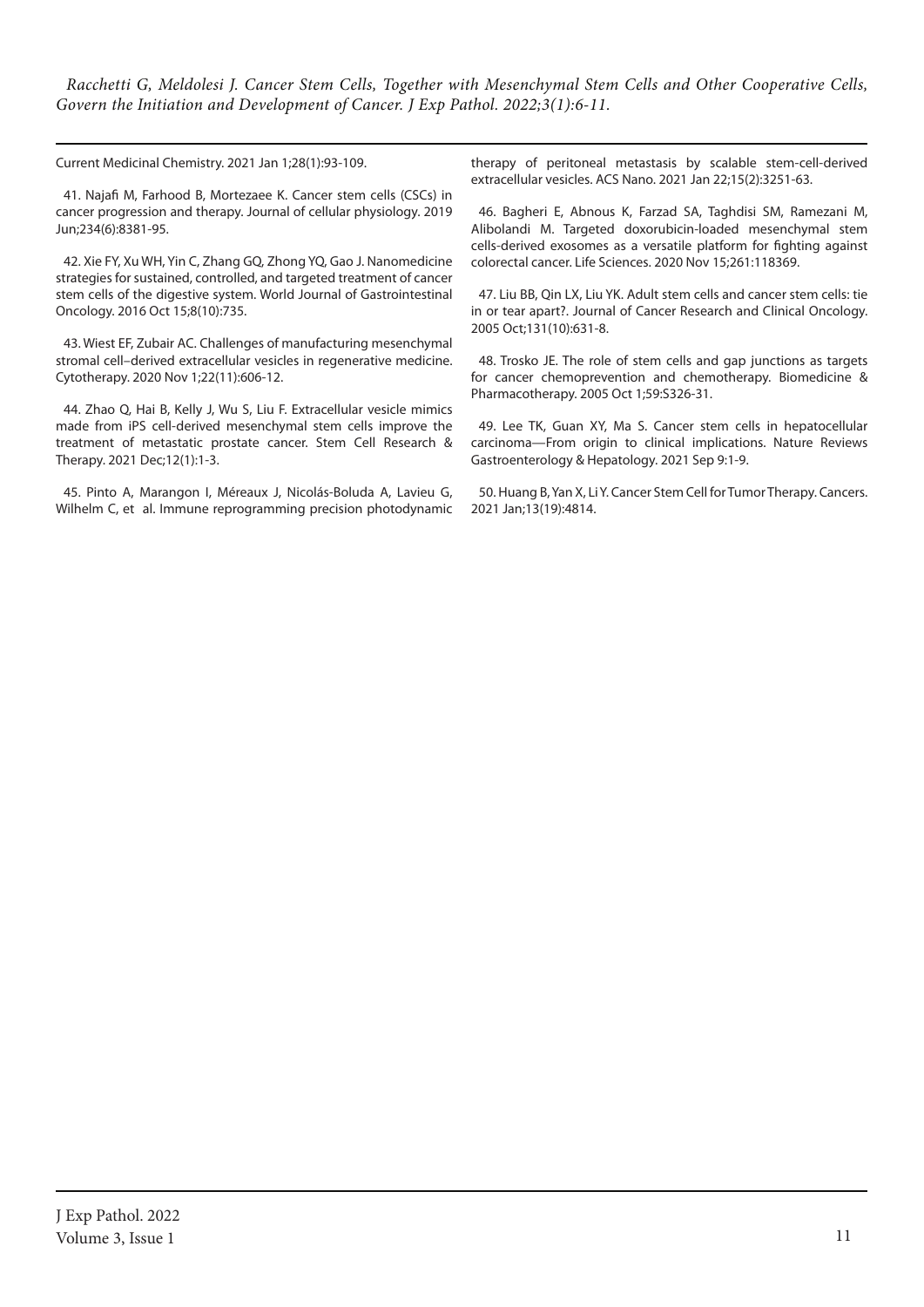Current Medicinal Chemistry. 2021 Jan 1;28(1):93-109.

41. Najafi M, Farhood B, Mortezaee K. Cancer stem cells (CSCs) in cancer progression and therapy. Journal of cellular physiology. 2019 Jun;234(6):8381-95.

42. Xie FY, Xu WH, Yin C, Zhang GQ, Zhong YQ, Gao J. Nanomedicine strategies for sustained, controlled, and targeted treatment of cancer stem cells of the digestive system. World Journal of Gastrointestinal Oncology. 2016 Oct 15;8(10):735.

43. Wiest EF, Zubair AC. Challenges of manufacturing mesenchymal stromal cell–derived extracellular vesicles in regenerative medicine. Cytotherapy. 2020 Nov 1;22(11):606-12.

44. Zhao Q, Hai B, Kelly J, Wu S, Liu F. Extracellular vesicle mimics made from iPS cell-derived mesenchymal stem cells improve the treatment of metastatic prostate cancer. Stem Cell Research & Therapy. 2021 Dec;12(1):1-3.

45. Pinto A, Marangon I, Méreaux J, Nicolás-Boluda A, Lavieu G, Wilhelm C, et al. Immune reprogramming precision photodynamic therapy of peritoneal metastasis by scalable stem-cell-derived extracellular vesicles. ACS Nano. 2021 Jan 22;15(2):3251-63.

46. Bagheri E, Abnous K, Farzad SA, Taghdisi SM, Ramezani M, Alibolandi M. Targeted doxorubicin-loaded mesenchymal stem cells-derived exosomes as a versatile platform for fighting against colorectal cancer. Life Sciences. 2020 Nov 15;261:118369.

47. Liu BB, Qin LX, Liu YK. Adult stem cells and cancer stem cells: tie in or tear apart?. Journal of Cancer Research and Clinical Oncology. 2005 Oct;131(10):631-8.

48. Trosko JE. The role of stem cells and gap junctions as targets for cancer chemoprevention and chemotherapy. Biomedicine & Pharmacotherapy. 2005 Oct 1;59:S326-31.

49. Lee TK, Guan XY, Ma S. Cancer stem cells in hepatocellular carcinoma—From origin to clinical implications. Nature Reviews Gastroenterology & Hepatology. 2021 Sep 9:1-9.

50. Huang B, Yan X, Li Y. Cancer Stem Cell for Tumor Therapy. Cancers. 2021 Jan;13(19):4814.